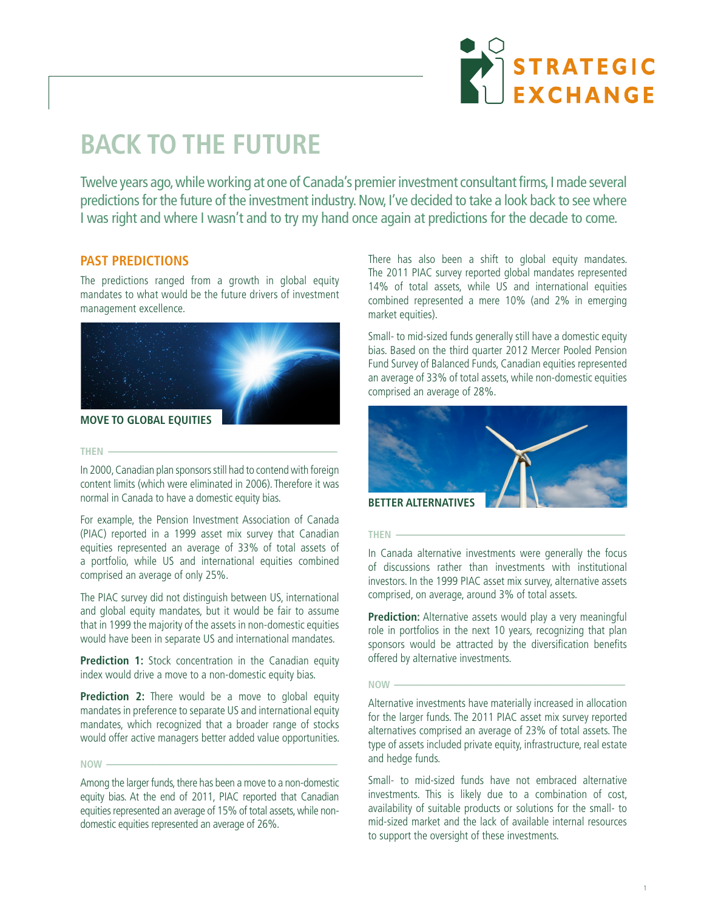# BACK TO THE FUTURE

Twelve years ago, while working at one of Canada's premier investment consultant firms, I made several predictions for the future of the investment industry. Now, I've decided to take a look back to see where I was right and where I wasn't and to try my hand once again at predictions for the decade to come.

## PAST PREDICTIONS

The predictions ranged from a growth in global equity mandates to what would be the future drivers of investment management excellence.

### MOVE TO GLOBAL EQUITIES

**THEN**

In 2000, Canadian plan sponsors still had to contend with foreign content limits (which were eliminated in 2006). Therefore it was normal in Canada to have a domestic equity bias.

For example, the Pension Investment Association of Canada (PIAC) reported in a 1999 asset mix survey that Canadian equities represented an average of 33% of total assets of a portfolio, while US and international equities combined comprised an average of only 25%.

The PIAC survey did not distinguish between US, international and global equity mandates, but it would be fair to assume that in 1999 the majority of the assets in non-domestic equities would have been in separate US and international mandates.

**Prediction 1:** Stock concentration in the Canadian equity index would drive a move to a non-domestic equity bias.

**Prediction 2:** There would be a move to global equity mandates in preference to separate US and international equity mandates, which recognized that a broader range of stocks would offer active managers better added value opportunities.

**NOW**

Among the larger funds, there has been a move to a non-domestic equity bias. At the end of 2011, PIAC reported that Canadian equities represented an average of 15% of total assets, while non-domestic equities represented an average of 26%.

There has also been a shift to global equity mandates. The 2011 PIAC survey reported global mandates represented 14% of total assets, while US and international equities combined represented a mere 10% (and 2% in emerging market equities).

Small- to mid-sized funds generally still have a domestic equity bias. Based on the third quarter 2012 Mercer Pooled Pension Fund Survey of Balanced Funds, Canadian equities represented an average of 33% of total assets, while non-domestic equities comprised an average of 28%.

### BETTER ALTERNATIVES

**THEN**

In Canada alternative investments were generally the focus of discussions rather than investments with institutional investors. In the 1999 PIAC asset mix survey, alternative assets comprised, on average, around 3% of total assets.

**Prediction:** Alternative assets would play a very meaningful role in portfolios in the next 10 years, recognizing that plan sponsors would be attracted by the diversification benefits offered by alternative investments.

**NOW**

Alternative investments have materially increased in allocation for the larger funds. The 2011 PIAC asset mix survey reported alternatives comprised an average of 23% of total assets. The type of assets included private equity, infrastructure, real estate and hedge funds.

Small- to mid-sized funds have not embraced alternative investments. This is likely due to a combination of cost, availability of suitable products or solutions for the small- to mid-sized market and the lack of available internal resources to support the oversight of these investments.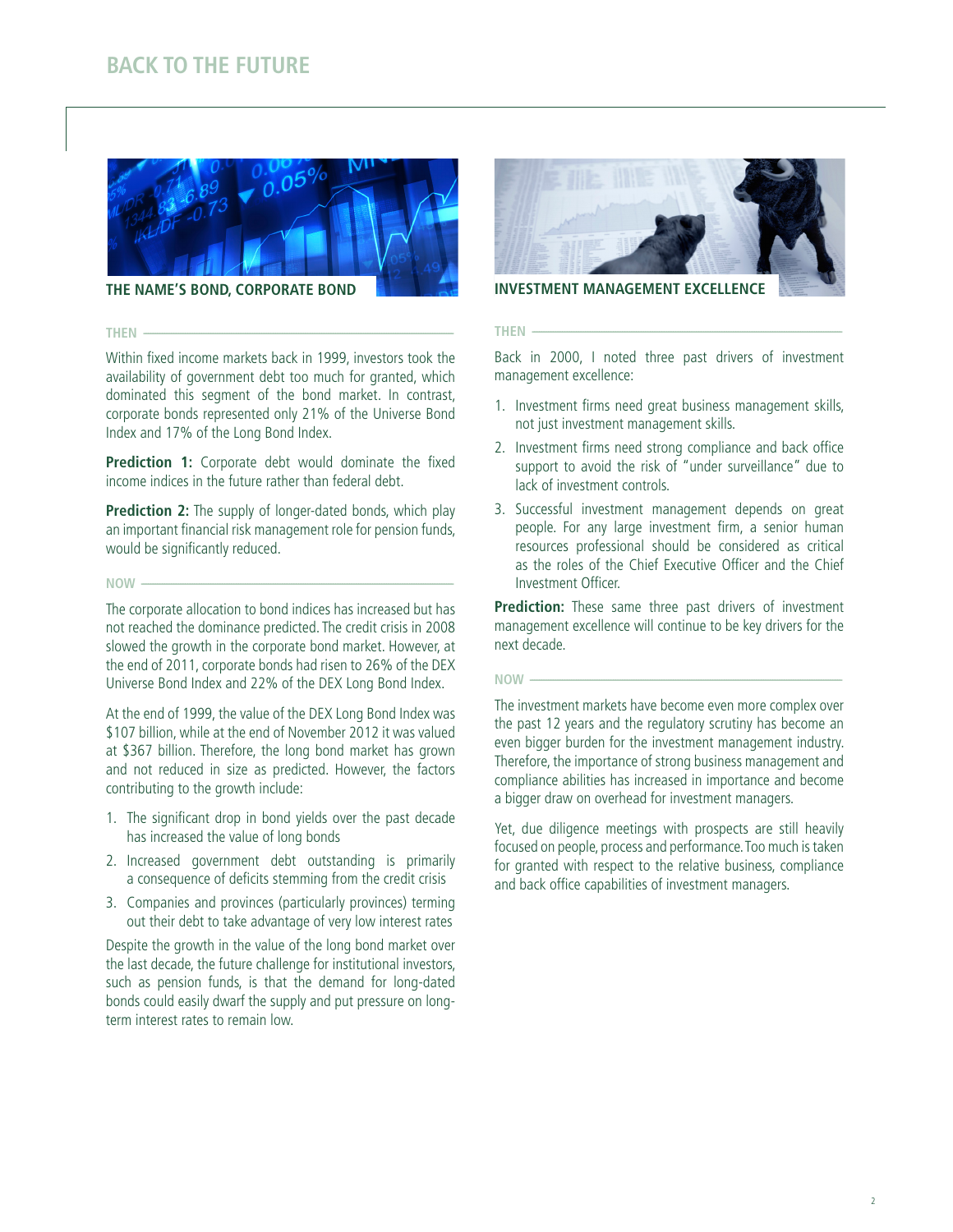## THE NAME'S BOND, CORPORATE BOND

### THEN

Within fixed income markets back in 1999, investors took the availability of government debt too much for granted, which dominated this segment of the bond market. In contrast, corporate bonds represented only 21% of the Universe Bond Index and 17% of the Long Bond Index.

**Prediction 1:** Corporate debt would dominate the fixed income indices in the future rather than federal debt.

**Prediction 2:** The supply of longer-dated bonds, which play an important financial risk management role for pension funds, would be significantly reduced.

### NOW

The corporate allocation to bond indices has increased but has not reached the dominance predicted. The credit crisis in 2008 slowed the growth in the corporate bond market. However, at the end of 2011, corporate bonds had risen to 26% of the DEX Universe Bond Index and 22% of the DEX Long Bond Index.

At the end of 1999, the value of the DEX Long Bond Index was $107 billion, while at the end of November 2012 it was valued at $367 billion. Therefore, the long bond market has grown and not reduced in size as predicted. However, the factors contributing to the growth include:

1. The significant drop in bond yields over the past decade has increased the value of long bonds
2. Increased government debt outstanding is primarily a consequence of deficits stemming from the credit crisis
3. Companies and provinces (particularly provinces) terming out their debt to take advantage of very low interest rates

Despite the growth in the value of the long bond market over the last decade, the future challenge for institutional investors, such as pension funds, is that the demand for long-dated bonds could easily dwarf the supply and put pressure on long-term interest rates to remain low.

## INVESTMENT MANAGEMENT EXCELLENCE

### THEN

Back in 2000, I noted three past drivers of investment management excellence:

1. Investment firms need great business management skills, not just investment management skills.
2. Investment firms need strong compliance and back office support to avoid the risk of "under surveillance" due to lack of investment controls.
3. Successful investment management depends on great people. For any large investment firm, a senior human resources professional should be considered as critical as the roles of the Chief Executive Officer and the Chief Investment Officer.

**Prediction:** These same three past drivers of investment management excellence will continue to be key drivers for the next decade.

### NOW

The investment markets have become even more complex over the past 12 years and the regulatory scrutiny has become an even bigger burden for the investment management industry. Therefore, the importance of strong business management and compliance abilities has increased in importance and become a bigger draw on overhead for investment managers.

Yet, due diligence meetings with prospects are still heavily focused on people, process and performance. Too much is taken for granted with respect to the relative business, compliance and back office capabilities of investment managers.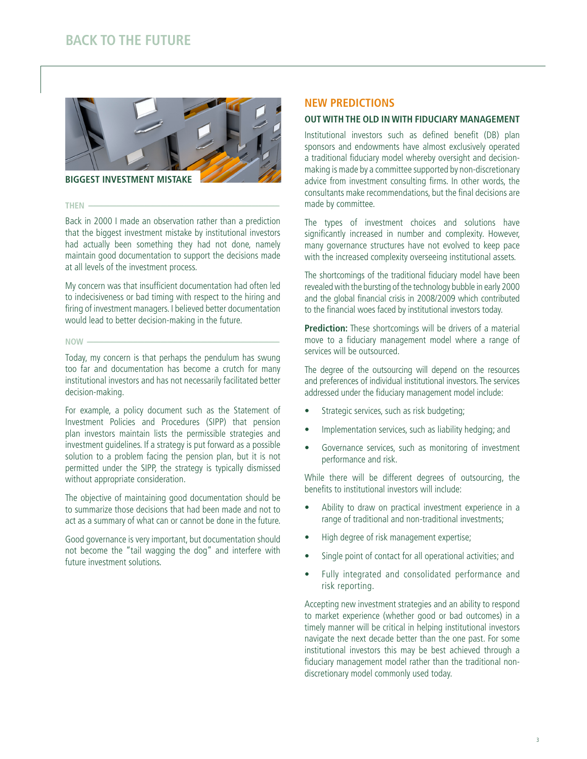## BIGGEST INVESTMENT MISTAKE

### THEN

Back in 2000 I made an observation rather than a prediction that the biggest investment mistake by institutional investors had actually been something they had not done, namely maintain good documentation to support the decisions made at all levels of the investment process.

My concern was that insufficient documentation had often led to indecisiveness or bad timing with respect to the hiring and firing of investment managers. I believed better documentation would lead to better decision-making in the future.

### NOW

Today, my concern is that perhaps the pendulum has swung too far and documentation has become a crutch for many institutional investors and has not necessarily facilitated better decision-making.

For example, a policy document such as the Statement of Investment Policies and Procedures (SIPP) that pension plan investors maintain lists the permissible strategies and investment guidelines. If a strategy is put forward as a possible solution to a problem facing the pension plan, but it is not permitted under the SIPP, the strategy is typically dismissed without appropriate consideration.

The objective of maintaining good documentation should be to summarize those decisions that had been made and not to act as a summary of what can or cannot be done in the future.

Good governance is very important, but documentation should not become the "tail wagging the dog" and interfere with future investment solutions.

## NEW PREDICTIONS

### OUT WITH THE OLD IN WITH FIDUCIARY MANAGEMENT

Institutional investors such as defined benefit (DB) plan sponsors and endowments have almost exclusively operated a traditional fiduciary model whereby oversight and decision-making is made by a committee supported by non-discretionary advice from investment consulting firms. In other words, the consultants make recommendations, but the final decisions are made by committee.

The types of investment choices and solutions have significantly increased in number and complexity. However, many governance structures have not evolved to keep pace with the increased complexity overseeing institutional assets.

The shortcomings of the traditional fiduciary model have been revealed with the bursting of the technology bubble in early 2000 and the global financial crisis in 2008/2009 which contributed to the financial woes faced by institutional investors today.

**Prediction:** These shortcomings will be drivers of a material move to a fiduciary management model where a range of services will be outsourced.

The degree of the outsourcing will depend on the resources and preferences of individual institutional investors. The services addressed under the fiduciary management model include:

- Strategic services, such as risk budgeting;
- Implementation services, such as liability hedging; and
- Governance services, such as monitoring of investment performance and risk.

While there will be different degrees of outsourcing, the benefits to institutional investors will include:

- Ability to draw on practical investment experience in a range of traditional and non-traditional investments;
- High degree of risk management expertise;
- Single point of contact for all operational activities; and
- Fully integrated and consolidated performance and risk reporting.

Accepting new investment strategies and an ability to respond to market experience (whether good or bad outcomes) in a timely manner will be critical in helping institutional investors navigate the next decade better than the one past. For some institutional investors this may be best achieved through a fiduciary management model rather than the traditional non-discretionary model commonly used today.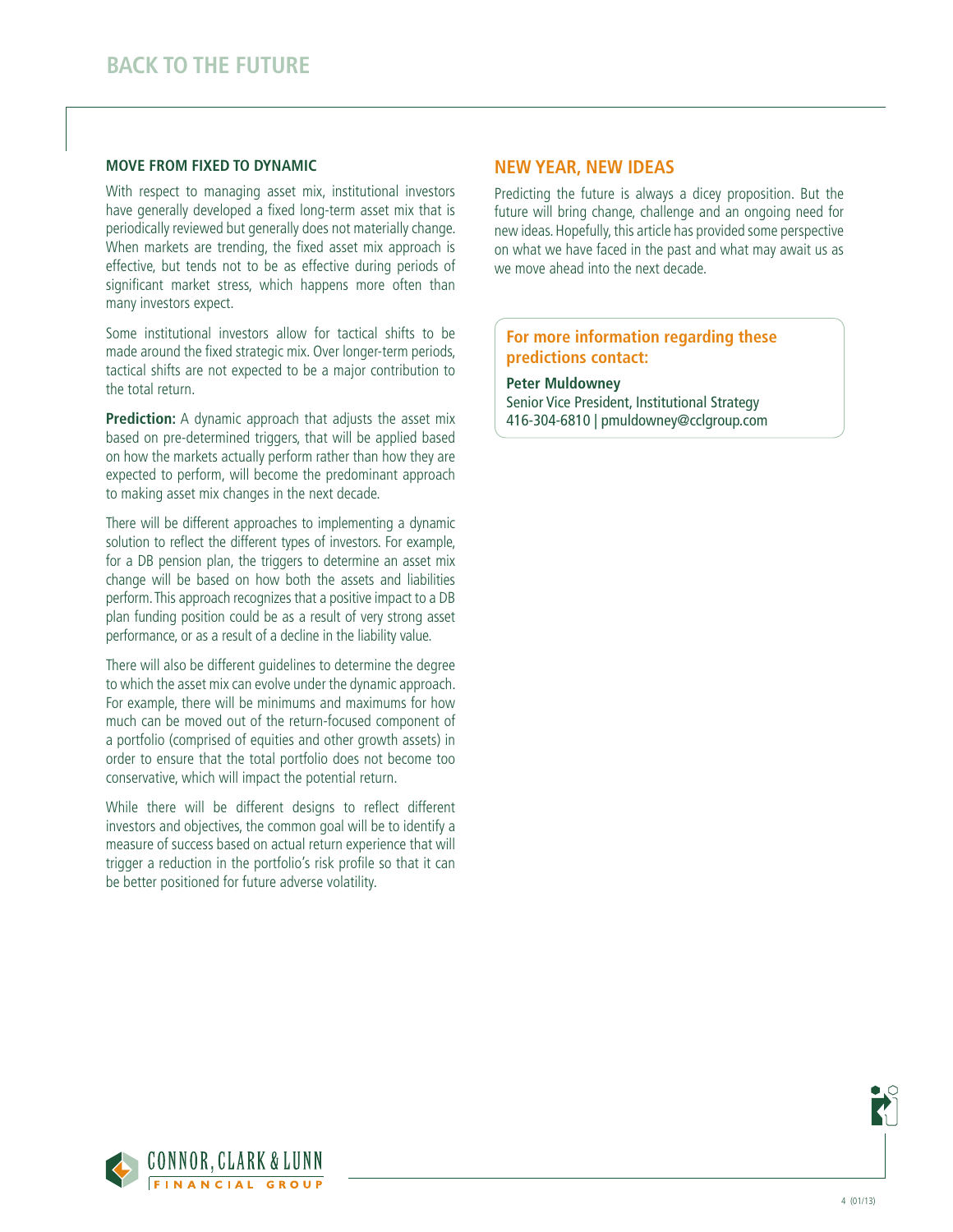### MOVE FROM FIXED TO DYNAMIC

With respect to managing asset mix, institutional investors have generally developed a fixed long-term asset mix that is periodically reviewed but generally does not materially change. When markets are trending, the fixed asset mix approach is effective, but tends not to be as effective during periods of significant market stress, which happens more often than many investors expect.

Some institutional investors allow for tactical shifts to be made around the fixed strategic mix. Over longer-term periods, tactical shifts are not expected to be a major contribution to the total return.

**Prediction:** A dynamic approach that adjusts the asset mix based on pre-determined triggers, that will be applied based on how the markets actually perform rather than how they are expected to perform, will become the predominant approach to making asset mix changes in the next decade.

There will be different approaches to implementing a dynamic solution to reflect the different types of investors. For example, for a DB pension plan, the triggers to determine an asset mix change will be based on how both the assets and liabilities perform. This approach recognizes that a positive impact to a DB plan funding position could be as a result of very strong asset performance, or as a result of a decline in the liability value.

There will also be different guidelines to determine the degree to which the asset mix can evolve under the dynamic approach. For example, there will be minimums and maximums for how much can be moved out of the return-focused component of a portfolio (comprised of equities and other growth assets) in order to ensure that the total portfolio does not become too conservative, which will impact the potential return.

While there will be different designs to reflect different investors and objectives, the common goal will be to identify a measure of success based on actual return experience that will trigger a reduction in the portfolio's risk profile so that it can be better positioned for future adverse volatility.

## NEW YEAR, NEW IDEAS

Predicting the future is always a dicey proposition. But the future will bring change, challenge and an ongoing need for new ideas. Hopefully, this article has provided some perspective on what we have faced in the past and what may await us as we move ahead into the next decade.

**For more information regarding these predictions contact:**

**Peter Muldowney**
Senior Vice President, Institutional Strategy
416-304-6810 | pmuldowney@cclgroup.com